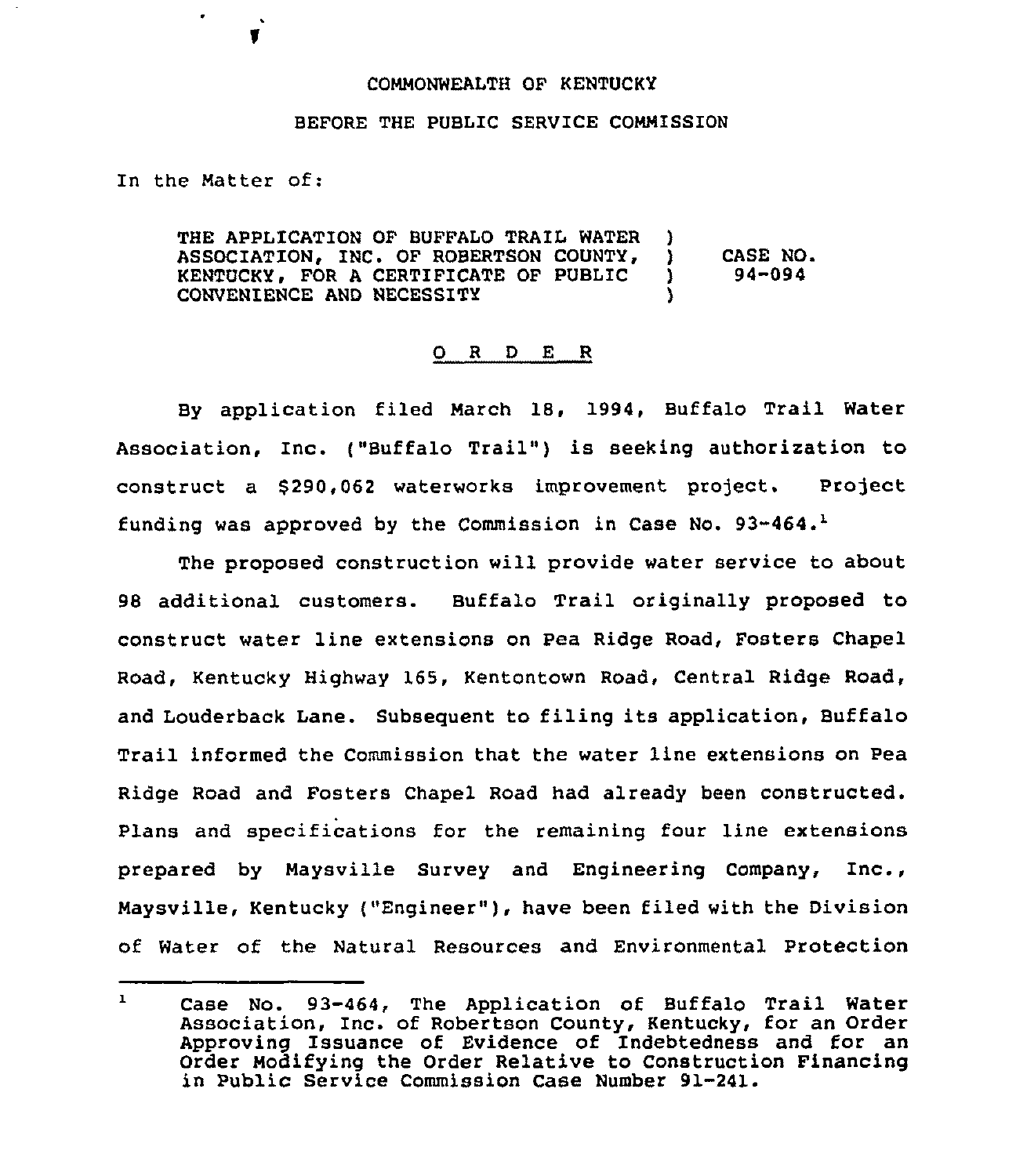COMMONWEALTH OF KENTUCKY

BEFORE THE PUBLIC SERVICE COMMISSION

In the Matter of:

| | | |
|---|---|---|
| THE APPLICATION OF BUFFALO TRAIL WATER ASSOCIATION, INC. OF ROBERTSON COUNTY, KENTUCKY, FOR A CERTIFICATE OF PUBLIC CONVENIENCE AND NECESSITY | ) ) ) ) | CASE NO. 94-094 |

## O R D E R

By application filed March 18, 1994, Buffalo Trail Water Association, Inc. ("Buffalo Trail") is seeking authorization to construct a $290,062 waterworks improvement project. Project funding was approved by the Commission in Case No. 93-464.[1]

The proposed construction will provide water service to about 98 additional customers. Buffalo Trail originally proposed to construct water line extensions on Pea Ridge Road, Fosters Chapel Road, Kentucky Highway 165, Kentontown Road, Central Ridge Road, and Louderback Lane. Subsequent to filing its application, Buffalo Trail informed the Commission that the water line extensions on Pea Ridge Road and Fosters Chapel Road had already been constructed. Plans and specifications for the remaining four line extensions prepared by Maysville Survey and Engineering Company, Inc., Maysville, Kentucky ("Engineer"), have been filed with the Division of Water of the Natural Resources and Environmental Protection

[1] Case No. 93-464, The Application of Buffalo Trail Water Association, Inc. of Robertson County, Kentucky, for an Order Approving Issuance of Evidence of Indebtedness and for an Order Modifying the Order Relative to Construction Financing in Public Service Commission Case Number 91-241.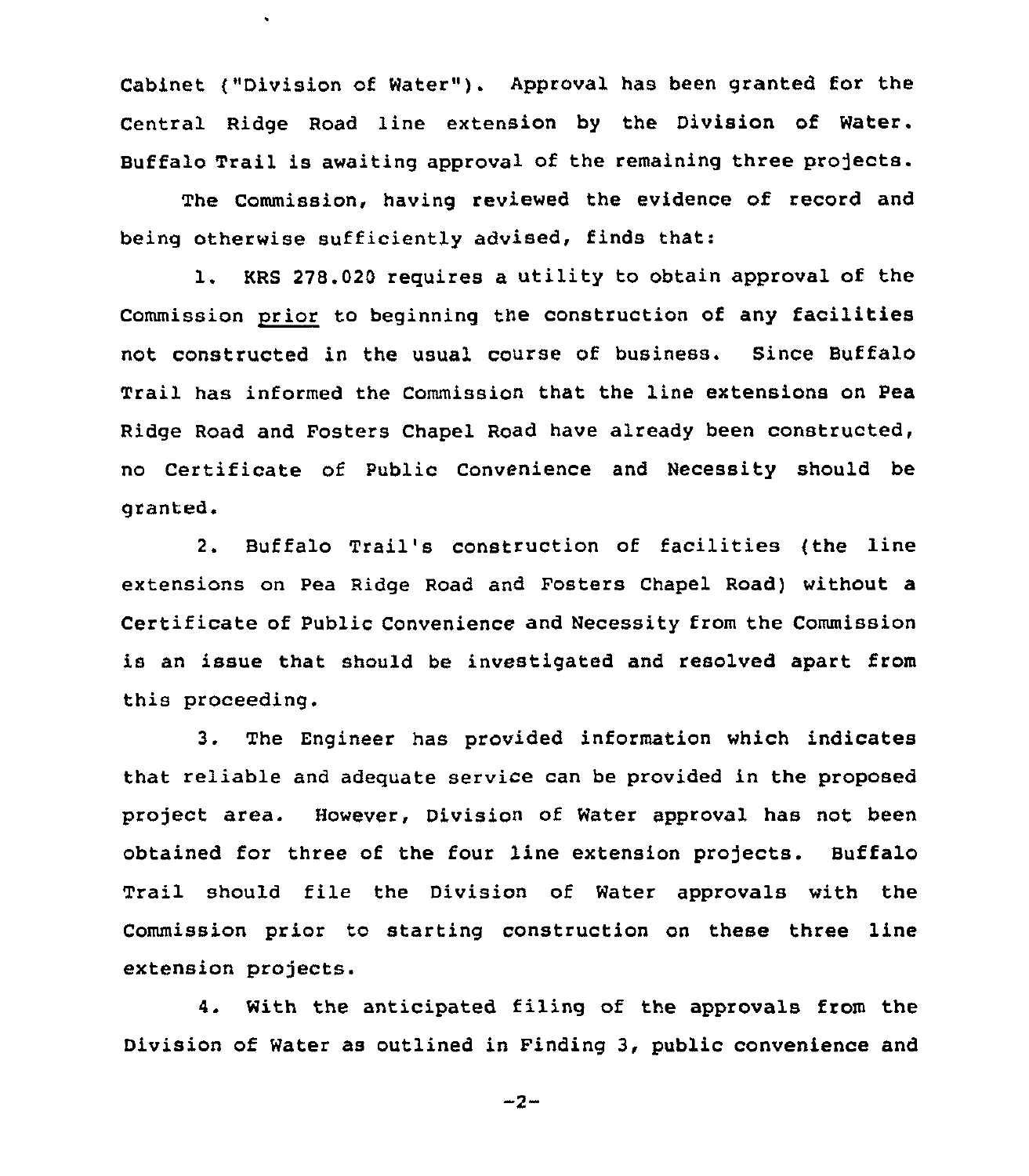Cabinet ("Division of Water"). Approval has been granted for the Central Ridge Road line extension by the Division of Water. Buffalo Trail is awaiting approval of the remaining three projects.

The Commission, having reviewed the evidence of record and being otherwise sufficiently advised, finds that:

1. KRS 278.020 requires a utility to obtain approval of the Commission prior to beginning the construction of any facilities not constructed in the usual course of business. Since Buffalo Trail has informed the Commission that the line extensions on Pea Ridge Road and Fosters Chapel Road have already been constructed, no Certificate of Public Convenience and Necessity should be granted.

2. Buffalo Trail's construction of facilities (the line extensions on Pea Ridge Road and Fosters Chapel Road) without a Certificate of Public Convenience and Necessity from the Commission is an issue that should be investigated and resolved apart from this proceeding.

3. The Engineer has provided information which indicates that reliable and adequate service can be provided in the proposed project area. However, Division of Water approval has not been obtained for three of the four line extension projects. Buffalo Trail should file the Division of Water approvals with the Commission prior to starting construction on these three line extension projects.

4. With the anticipated filing of the approvals from the Division of Water as outlined in Finding 3, public convenience and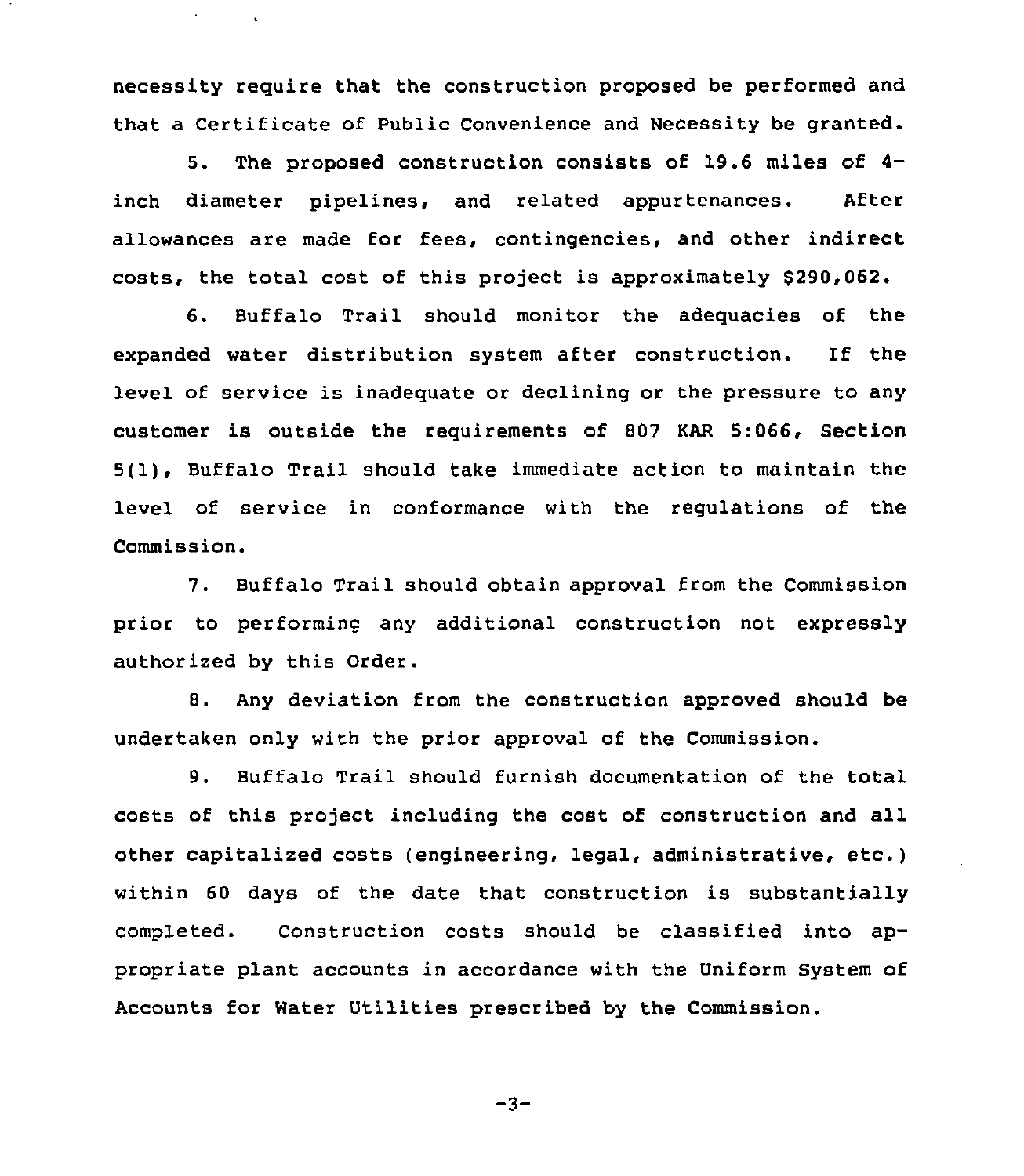necessity require that the construction proposed be performed and that a Certificate of Public Convenience and Necessity be granted.

5. The proposed construction consists of 19.6 miles of 4-inch diameter pipelines, and related appurtenances. After allowances are made for fees, contingencies, and other indirect costs, the total cost of this project is approximately $290,062.

6. Buffalo Trail should monitor the adequacies of the expanded water distribution system after construction. If the level of service is inadequate or declining or the pressure to any customer is outside the requirements of 807 KAR 5:066, Section 5(1), Buffalo Trail should take immediate action to maintain the level of service in conformance with the regulations of the Commission.

7. Buffalo Trail should obtain approval from the Commission prior to performing any additional construction not expressly authorized by this Order.

8. Any deviation from the construction approved should be undertaken only with the prior approval of the Commission.

9. Buffalo Trail should furnish documentation of the total costs of this project including the cost of construction and all other capitalized costs (engineering, legal, administrative, etc.) within 60 days of the date that construction is substantially completed. Construction costs should be classified into appropriate plant accounts in accordance with the Uniform System of Accounts for Water Utilities prescribed by the Commission.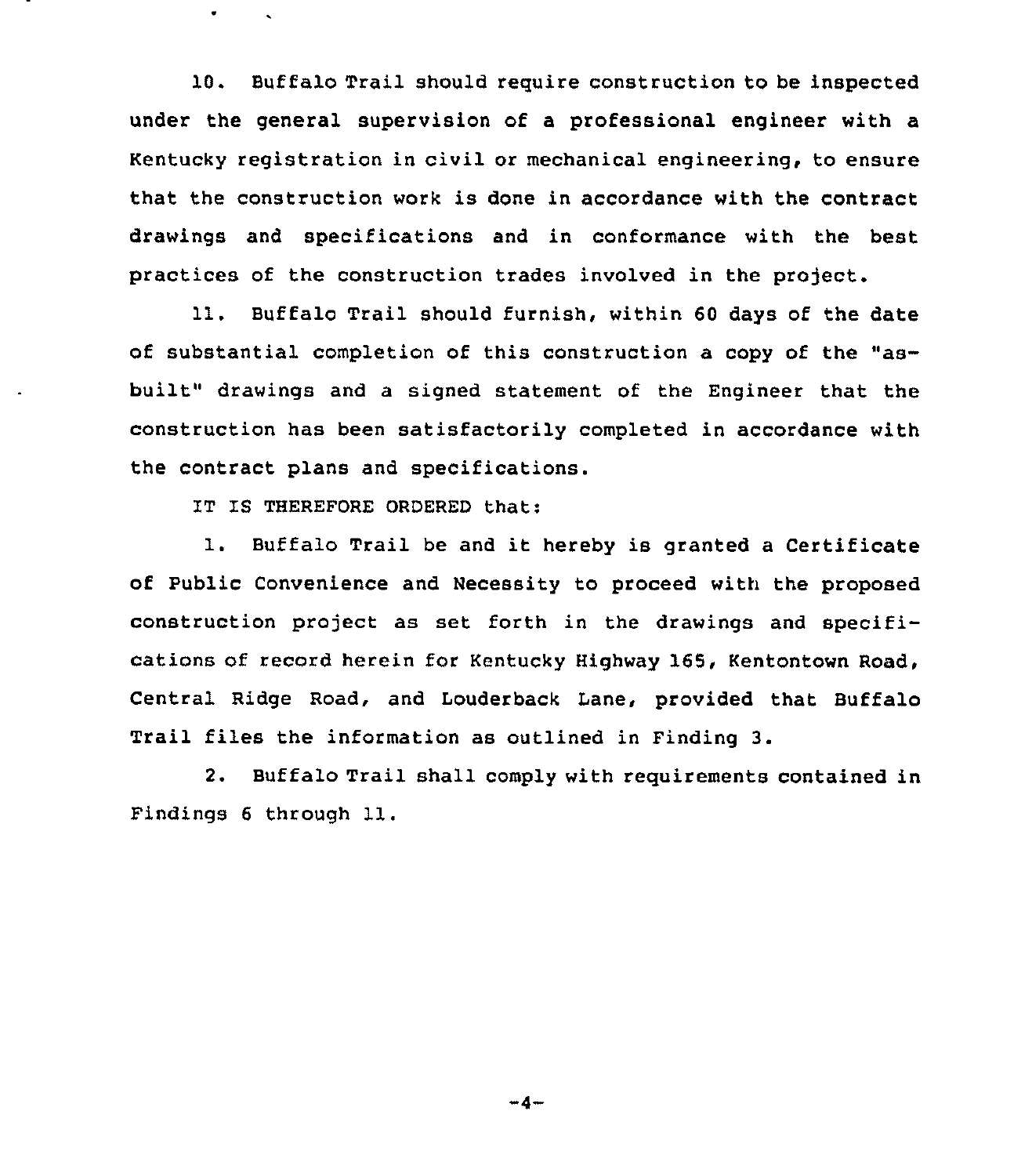10. Buffalo Trail should require construction to be inspected under the general supervision of a professional engineer with a Kentucky registration in civil or mechanical engineering, to ensure that the construction work is done in accordance with the contract drawings and specifications and in conformance with the best practices of the construction trades involved in the project.

11. Buffalo Trail should furnish, within 60 days of the date of substantial completion of this construction a copy of the "as-built" drawings and a signed statement of the Engineer that the construction has been satisfactorily completed in accordance with the contract plans and specifications.

IT IS THEREFORE ORDERED that:

1. Buffalo Trail be and it hereby is granted a Certificate of Public Convenience and Necessity to proceed with the proposed construction project as set forth in the drawings and specifications of record herein for Kentucky Highway 165, Kentontown Road, Central Ridge Road, and Louderback Lane, provided that Buffalo Trail files the information as outlined in Finding 3.

2. Buffalo Trail shall comply with requirements contained in Findings 6 through 11.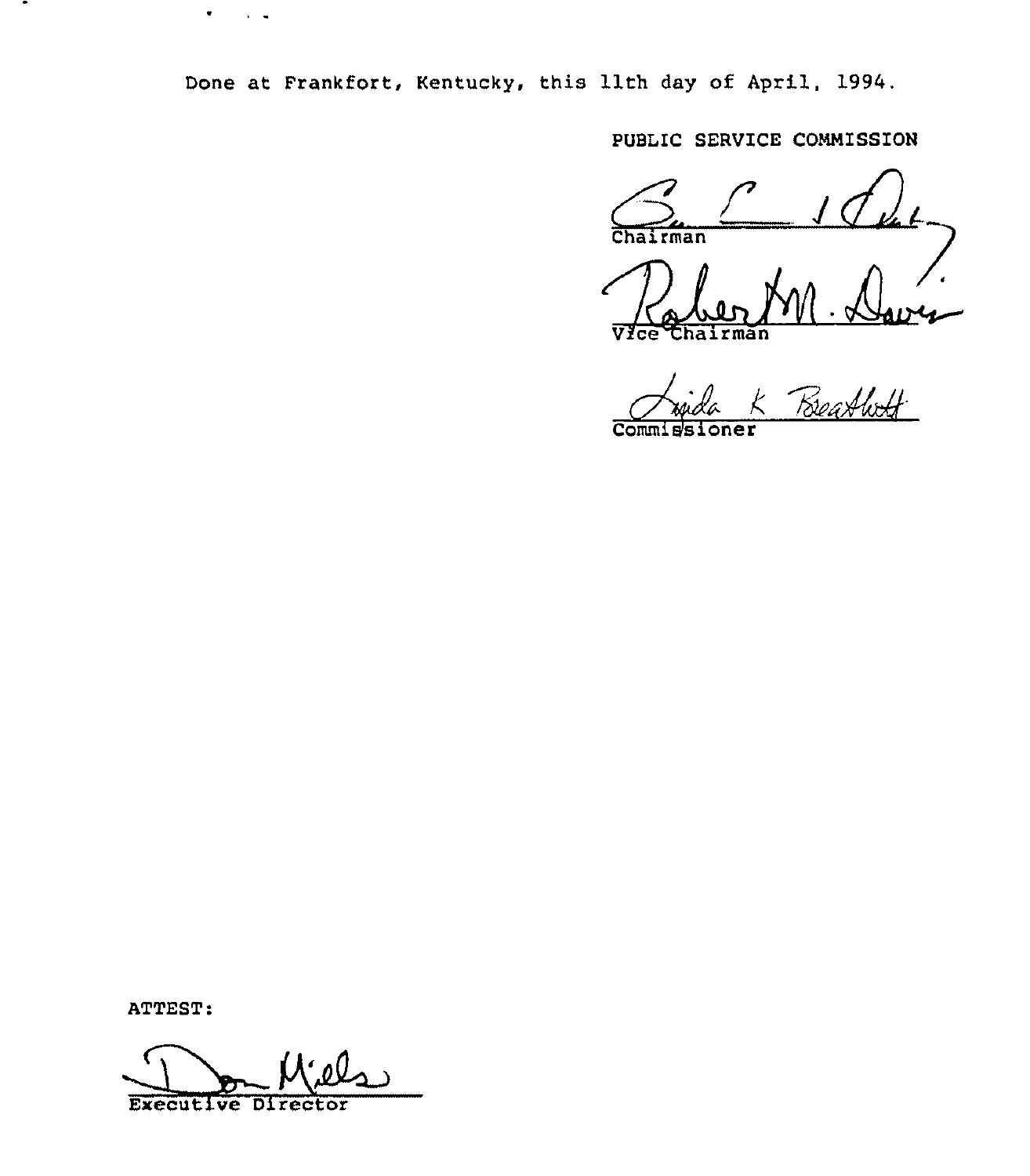Done at Frankfort, Kentucky, this 11th day of April, 1994.

PUBLIC SERVICE COMMISSION

Chairman

Vice Chairman

Commissioner

ATTEST:

Executive Director